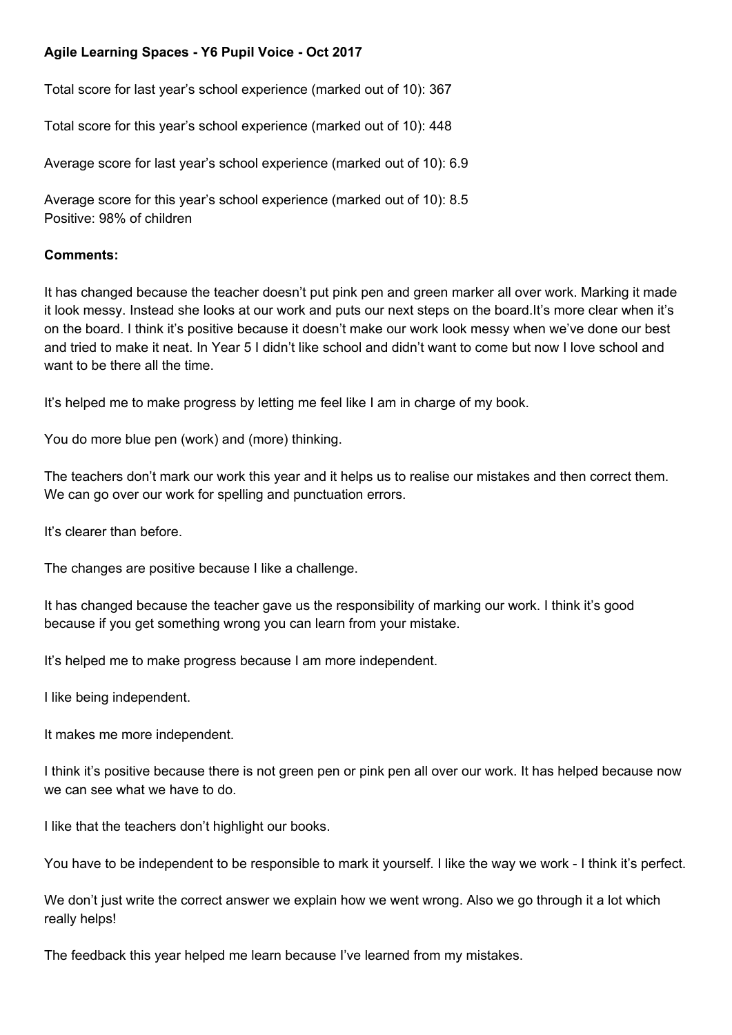**Agile Learning Spaces - Y6 Pupil Voice - Oct 2017**

Total score for last year's school experience (marked out of 10): 367

Total score for this year's school experience (marked out of 10): 448

Average score for last year's school experience (marked out of 10): 6.9

Average score for this year's school experience (marked out of 10): 8.5
Positive: 98% of children

**Comments:**

It has changed because the teacher doesn't put pink pen and green marker all over work. Marking it made it look messy. Instead she looks at our work and puts our next steps on the board.It's more clear when it's on the board. I think it's positive because it doesn't make our work look messy when we've done our best and tried to make it neat. In Year 5 I didn't like school and didn't want to come but now I love school and want to be there all the time.

It's helped me to make progress by letting me feel like I am in charge of my book.

You do more blue pen (work) and (more) thinking.

The teachers don't mark our work this year and it helps us to realise our mistakes and then correct them. We can go over our work for spelling and punctuation errors.

It's clearer than before.

The changes are positive because I like a challenge.

It has changed because the teacher gave us the responsibility of marking our work. I think it's good because if you get something wrong you can learn from your mistake.

It's helped me to make progress because I am more independent.

I like being independent.

It makes me more independent.

I think it's positive because there is not green pen or pink pen all over our work. It has helped because now we can see what we have to do.

I like that the teachers don't highlight our books.

You have to be independent to be responsible to mark it yourself. I like the way we work - I think it's perfect.

We don't just write the correct answer we explain how we went wrong. Also we go through it a lot which really helps!

The feedback this year helped me learn because I've learned from my mistakes.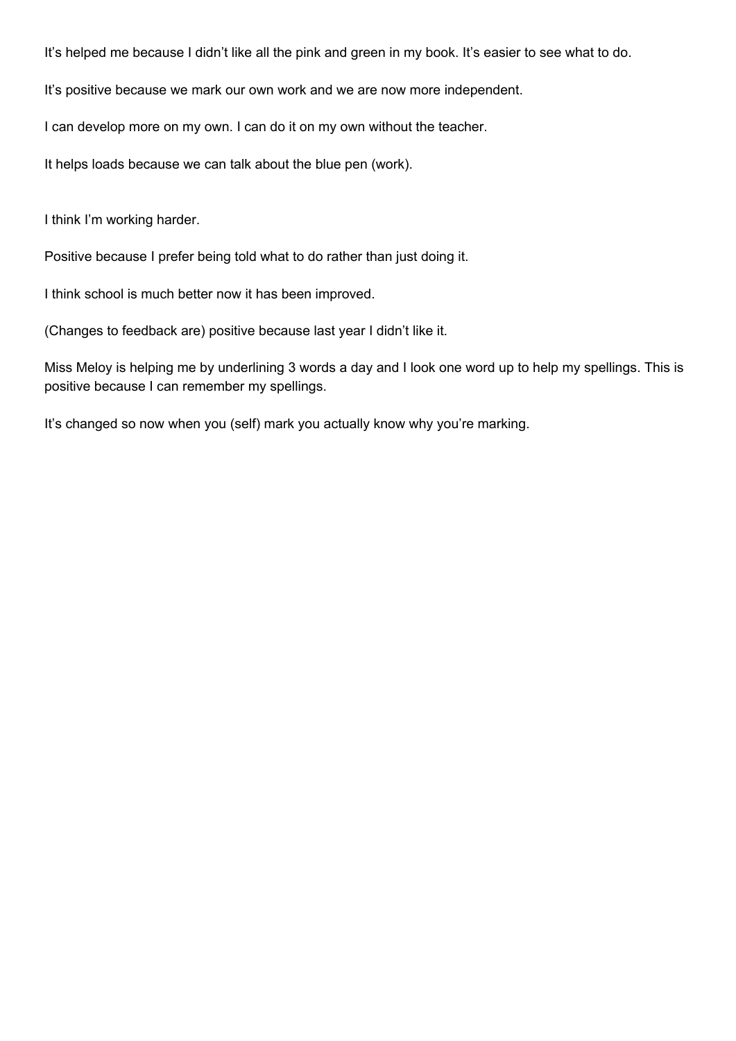It's helped me because I didn't like all the pink and green in my book. It's easier to see what to do.

It's positive because we mark our own work and we are now more independent.

I can develop more on my own. I can do it on my own without the teacher.

It helps loads because we can talk about the blue pen (work).

I think I'm working harder.

Positive because I prefer being told what to do rather than just doing it.

I think school is much better now it has been improved.

(Changes to feedback are) positive because last year I didn't like it.

Miss Meloy is helping me by underlining 3 words a day and I look one word up to help my spellings. This is positive because I can remember my spellings.

It's changed so now when you (self) mark you actually know why you're marking.